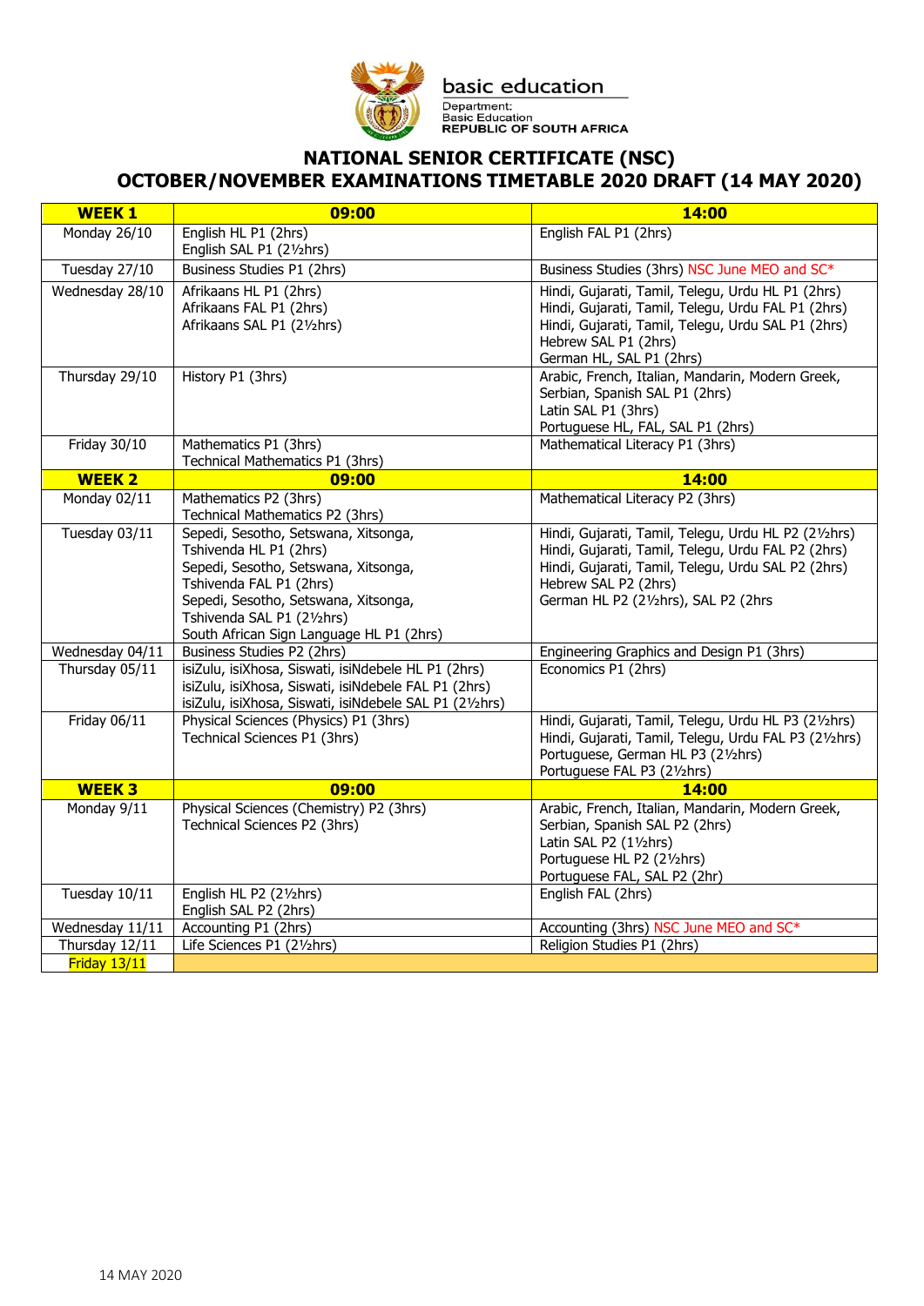basic education

Department:
Basic Education
REPUBLIC OF SOUTH AFRICA

# NATIONAL SENIOR CERTIFICATE (NSC)
# OCTOBER/NOVEMBER EXAMINATIONS TIMETABLE 2020 DRAFT (14 MAY 2020)

| WEEK 1 | 09:00 | 14:00 |
|---|---|---|
| Monday 26/10 | English HL P1 (2hrs)<br>English SAL P1 (2½hrs) | English FAL P1 (2hrs) |
| Tuesday 27/10 | Business Studies P1 (2hrs) | Business Studies (3hrs) NSC June MEO and SC* |
| Wednesday 28/10 | Afrikaans HL P1 (2hrs)<br>Afrikaans FAL P1 (2hrs)<br>Afrikaans SAL P1 (2½hrs) | Hindi, Gujarati, Tamil, Telegu, Urdu HL P1 (2hrs)<br>Hindi, Gujarati, Tamil, Telegu, Urdu FAL P1 (2hrs)<br>Hindi, Gujarati, Tamil, Telegu, Urdu SAL P1 (2hrs)<br>Hebrew SAL P1 (2hrs)<br>German HL, SAL P1 (2hrs) |
| Thursday 29/10 | History P1 (3hrs) | Arabic, French, Italian, Mandarin, Modern Greek, Serbian, Spanish SAL P1 (2hrs)<br>Latin SAL P1 (3hrs)<br>Portuguese HL, FAL, SAL P1 (2hrs) |
| Friday 30/10 | Mathematics P1 (3hrs)<br>Technical Mathematics P1 (3hrs) | Mathematical Literacy P1 (3hrs) |
| **WEEK 2** | **09:00** | **14:00** |
| Monday 02/11 | Mathematics P2 (3hrs)<br>Technical Mathematics P2 (3hrs) | Mathematical Literacy P2 (3hrs) |
| Tuesday 03/11 | Sepedi, Sesotho, Setswana, Xitsonga, Tshivenda HL P1 (2hrs)<br>Sepedi, Sesotho, Setswana, Xitsonga, Tshivenda FAL P1 (2hrs)<br>Sepedi, Sesotho, Setswana, Xitsonga, Tshivenda SAL P1 (2½hrs)<br>South African Sign Language HL P1 (2hrs) | Hindi, Gujarati, Tamil, Telegu, Urdu HL P2 (2½hrs)<br>Hindi, Gujarati, Tamil, Telegu, Urdu FAL P2 (2hrs)<br>Hindi, Gujarati, Tamil, Telegu, Urdu SAL P2 (2hrs)<br>Hebrew SAL P2 (2hrs)<br>German HL P2 (2½hrs), SAL P2 (2hrs |
| Wednesday 04/11 | Business Studies P2 (2hrs) | Engineering Graphics and Design P1 (3hrs) |
| Thursday 05/11 | isiZulu, isiXhosa, Siswati, isiNdebele HL P1 (2hrs)<br>isiZulu, isiXhosa, Siswati, isiNdebele FAL P1 (2hrs)<br>isiZulu, isiXhosa, Siswati, isiNdebele SAL P1 (2½hrs) | Economics P1 (2hrs) |
| Friday 06/11 | Physical Sciences (Physics) P1 (3hrs)<br>Technical Sciences P1 (3hrs) | Hindi, Gujarati, Tamil, Telegu, Urdu HL P3 (2½hrs)<br>Hindi, Gujarati, Tamil, Telegu, Urdu FAL P3 (2½hrs)<br>Portuguese, German HL P3 (2½hrs)<br>Portuguese FAL P3 (2½hrs) |
| **WEEK 3** | **09:00** | **14:00** |
| Monday 9/11 | Physical Sciences (Chemistry) P2 (3hrs)<br>Technical Sciences P2 (3hrs) | Arabic, French, Italian, Mandarin, Modern Greek, Serbian, Spanish SAL P2 (2hrs)<br>Latin SAL P2 (1½hrs)<br>Portuguese HL P2 (2½hrs)<br>Portuguese FAL, SAL P2 (2hr) |
| Tuesday 10/11 | English HL P2 (2½hrs)<br>English SAL P2 (2hrs) | English FAL (2hrs) |
| Wednesday 11/11 | Accounting P1 (2hrs) | Accounting (3hrs) NSC June MEO and SC* |
| Thursday 12/11 | Life Sciences P1 (2½hrs) | Religion Studies P1 (2hrs) |
| Friday 13/11 | | |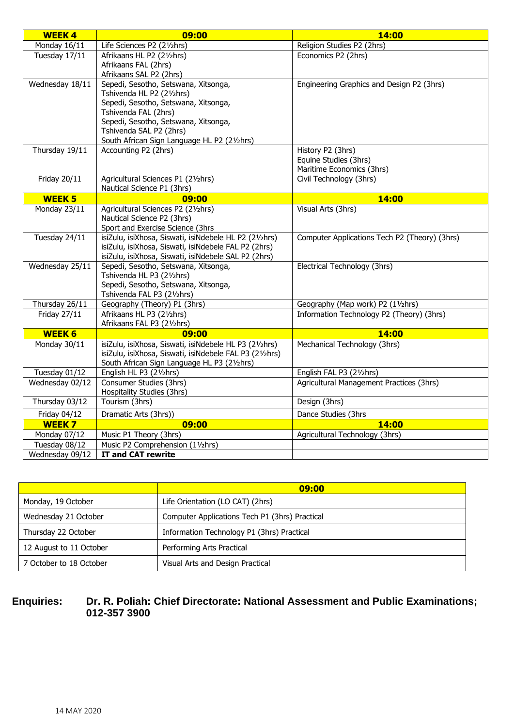| WEEK 4 | 09:00 | 14:00 |
|---|---|---|
| Monday 16/11 | Life Sciences P2 (2½hrs) | Religion Studies P2 (2hrs) |
| Tuesday 17/11 | Afrikaans HL P2 (2½hrs)<br>Afrikaans FAL (2hrs)<br>Afrikaans SAL P2 (2hrs) | Economics P2 (2hrs) |
| Wednesday 18/11 | Sepedi, Sesotho, Setswana, Xitsonga, Tshivenda HL P2 (2½hrs)<br>Sepedi, Sesotho, Setswana, Xitsonga, Tshivenda FAL (2hrs)<br>Sepedi, Sesotho, Setswana, Xitsonga, Tshivenda SAL P2 (2hrs)<br>South African Sign Language HL P2 (2½hrs) | Engineering Graphics and Design P2 (3hrs) |
| Thursday 19/11 | Accounting P2 (2hrs) | History P2 (3hrs)<br>Equine Studies (3hrs)<br>Maritime Economics (3hrs) |
| Friday 20/11 | Agricultural Sciences P1 (2½hrs)<br>Nautical Science P1 (3hrs) | Civil Technology (3hrs) |
| **WEEK 5** | **09:00** | **14:00** |
| Monday 23/11 | Agricultural Sciences P2 (2½hrs)<br>Nautical Science P2 (3hrs)<br>Sport and Exercise Science (3hrs | Visual Arts (3hrs) |
| Tuesday 24/11 | isiZulu, isiXhosa, Siswati, isiNdebele HL P2 (2½hrs)<br>isiZulu, isiXhosa, Siswati, isiNdebele FAL P2 (2hrs)<br>isiZulu, isiXhosa, Siswati, isiNdebele SAL P2 (2hrs) | Computer Applications Tech P2 (Theory) (3hrs) |
| Wednesday 25/11 | Sepedi, Sesotho, Setswana, Xitsonga, Tshivenda HL P3 (2½hrs)<br>Sepedi, Sesotho, Setswana, Xitsonga, Tshivenda FAL P3 (2½hrs) | Electrical Technology (3hrs) |
| Thursday 26/11 | Geography (Theory) P1 (3hrs) | Geography (Map work) P2 (1½hrs) |
| Friday 27/11 | Afrikaans HL P3 (2½hrs)<br>Afrikaans FAL P3 (2½hrs) | Information Technology P2 (Theory) (3hrs) |
| **WEEK 6** | **09:00** | **14:00** |
| Monday 30/11 | isiZulu, isiXhosa, Siswati, isiNdebele HL P3 (2½hrs)<br>isiZulu, isiXhosa, Siswati, isiNdebele FAL P3 (2½hrs)<br>South African Sign Language HL P3 (2½hrs) | Mechanical Technology (3hrs) |
| Tuesday 01/12 | English HL P3 (2½hrs) | English FAL P3 (2½hrs) |
| Wednesday 02/12 | Consumer Studies (3hrs)<br>Hospitality Studies (3hrs) | Agricultural Management Practices (3hrs) |
| Thursday 03/12 | Tourism (3hrs) | Design (3hrs) |
| Friday 04/12 | Dramatic Arts (3hrs)) | Dance Studies (3hrs |
| **WEEK 7** | **09:00** | **14:00** |
| Monday 07/12 | Music P1 Theory (3hrs) | Agricultural Technology (3hrs) |
| Tuesday 08/12 | Music P2 Comprehension (1½hrs) | |
| Wednesday 09/12 | **IT and CAT rewrite** | |

| | 09:00 |
|---|---|
| Monday, 19 October | Life Orientation (LO CAT) (2hrs) |
| Wednesday 21 October | Computer Applications Tech P1 (3hrs) Practical |
| Thursday 22 October | Information Technology P1 (3hrs) Practical |
| 12 August to 11 October | Performing Arts Practical |
| 7 October to 18 October | Visual Arts and Design Practical |

**Enquiries:** **Dr. R. Poliah: Chief Directorate: National Assessment and Public Examinations; 012-357 3900**

14 MAY 2020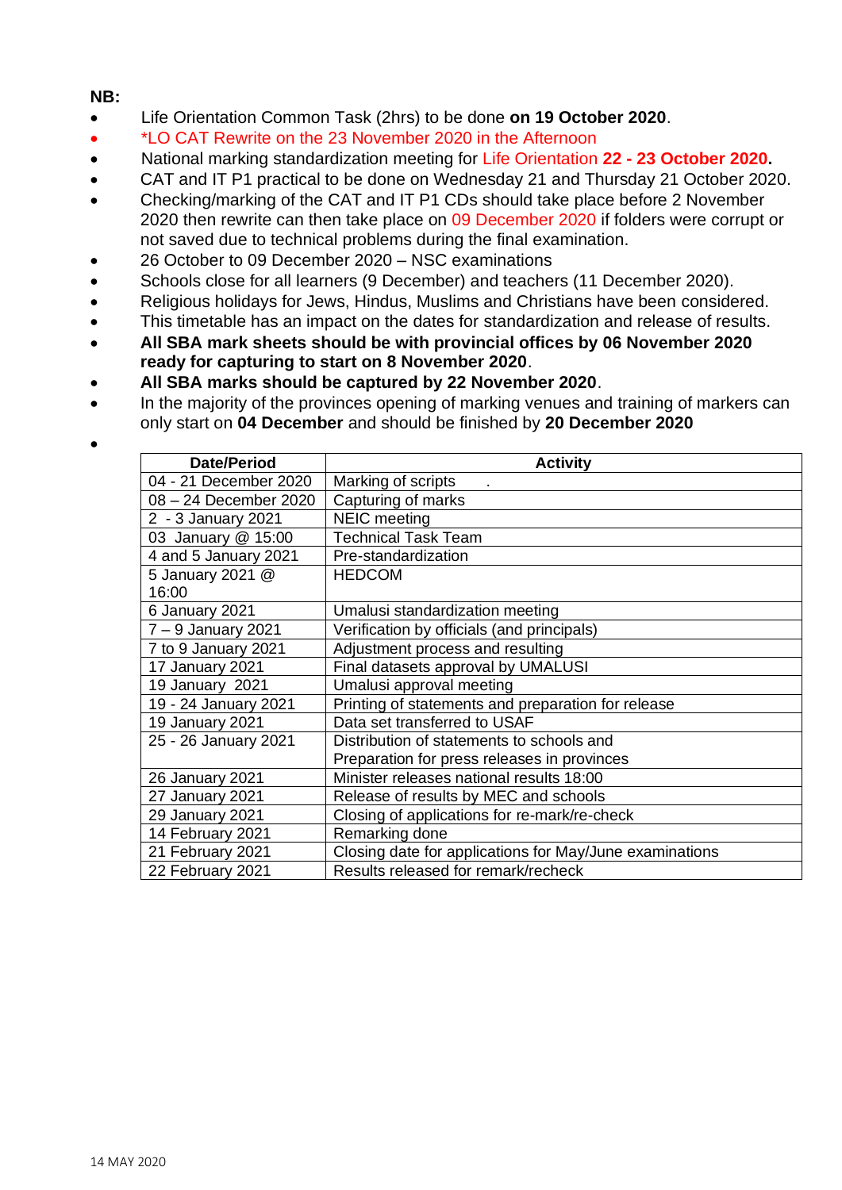**NB:**

- Life Orientation Common Task (2hrs) to be done **on 19 October 2020**.
- *LO CAT Rewrite on the 23 November 2020 in the Afternoon
- National marking standardization meeting for Life Orientation **22 - 23 October 2020.**
- CAT and IT P1 practical to be done on Wednesday 21 and Thursday 21 October 2020.
- Checking/marking of the CAT and IT P1 CDs should take place before 2 November 2020 then rewrite can then take place on 09 December 2020 if folders were corrupt or not saved due to technical problems during the final examination.
- 26 October to 09 December 2020 – NSC examinations
- Schools close for all learners (9 December) and teachers (11 December 2020).
- Religious holidays for Jews, Hindus, Muslims and Christians have been considered.
- This timetable has an impact on the dates for standardization and release of results.
- **All SBA mark sheets should be with provincial offices by 06 November 2020 ready for capturing to start on 8 November 2020**.
- **All SBA marks should be captured by 22 November 2020**.
- In the majority of the provinces opening of marking venues and training of markers can only start on **04 December** and should be finished by **20 December 2020**
-

| Date/Period | Activity |
|---|---|
| 04 - 21 December 2020 | Marking of scripts . |
| 08 – 24 December 2020 | Capturing of marks |
| 2 - 3 January 2021 | NEIC meeting |
| 03 January @ 15:00 | Technical Task Team |
| 4 and 5 January 2021 | Pre-standardization |
| 5 January 2021 @ 16:00 | HEDCOM |
| 6 January 2021 | Umalusi standardization meeting |
| 7 – 9 January 2021 | Verification by officials (and principals) |
| 7 to 9 January 2021 | Adjustment process and resulting |
| 17 January 2021 | Final datasets approval by UMALUSI |
| 19 January 2021 | Umalusi approval meeting |
| 19 - 24 January 2021 | Printing of statements and preparation for release |
| 19 January 2021 | Data set transferred to USAF |
| 25 - 26 January 2021 | Distribution of statements to schools and Preparation for press releases in provinces |
| 26 January 2021 | Minister releases national results 18:00 |
| 27 January 2021 | Release of results by MEC and schools |
| 29 January 2021 | Closing of applications for re-mark/re-check |
| 14 February 2021 | Remarking done |
| 21 February 2021 | Closing date for applications for May/June examinations |
| 22 February 2021 | Results released for remark/recheck |

14 MAY 2020